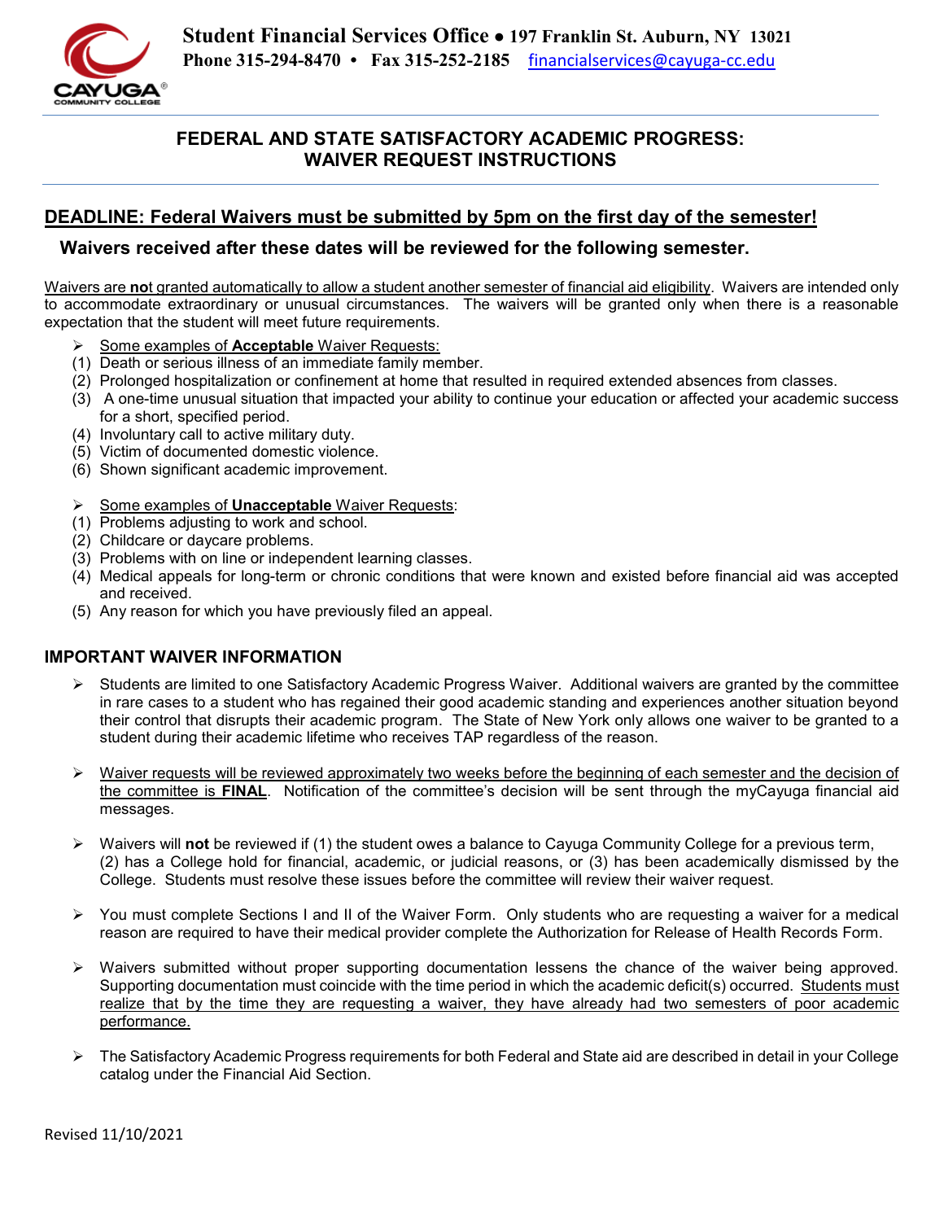**Student Financial Services Office • 197 Franklin St. Auburn, NY 13021**
**Phone 315-294-8470 • Fax 315-252-2185** financialservices@cayuga-cc.edu

# FEDERAL AND STATE SATISFACTORY ACADEMIC PROGRESS: WAIVER REQUEST INSTRUCTIONS

## DEADLINE: Federal Waivers must be submitted by 5pm on the first day of the semester!

### Waivers received after these dates will be reviewed for the following semester.

Waivers are **not** granted automatically to allow a student another semester of financial aid eligibility. Waivers are intended only to accommodate extraordinary or unusual circumstances. The waivers will be granted only when there is a reasonable expectation that the student will meet future requirements.

- Some examples of **Acceptable** Waiver Requests:

(1) Death or serious illness of an immediate family member.
(2) Prolonged hospitalization or confinement at home that resulted in required extended absences from classes.
(3) A one-time unusual situation that impacted your ability to continue your education or affected your academic success for a short, specified period.
(4) Involuntary call to active military duty.
(5) Victim of documented domestic violence.
(6) Shown significant academic improvement.

- Some examples of **Unacceptable** Waiver Requests:

(1) Problems adjusting to work and school.
(2) Childcare or daycare problems.
(3) Problems with on line or independent learning classes.
(4) Medical appeals for long-term or chronic conditions that were known and existed before financial aid was accepted and received.
(5) Any reason for which you have previously filed an appeal.

## IMPORTANT WAIVER INFORMATION

- Students are limited to one Satisfactory Academic Progress Waiver. Additional waivers are granted by the committee in rare cases to a student who has regained their good academic standing and experiences another situation beyond their control that disrupts their academic program. The State of New York only allows one waiver to be granted to a student during their academic lifetime who receives TAP regardless of the reason.

- Waiver requests will be reviewed approximately two weeks before the beginning of each semester and the decision of the committee is **FINAL**. Notification of the committee's decision will be sent through the myCayuga financial aid messages.

- Waivers will **not** be reviewed if (1) the student owes a balance to Cayuga Community College for a previous term, (2) has a College hold for financial, academic, or judicial reasons, or (3) has been academically dismissed by the College. Students must resolve these issues before the committee will review their waiver request.

- You must complete Sections I and II of the Waiver Form. Only students who are requesting a waiver for a medical reason are required to have their medical provider complete the Authorization for Release of Health Records Form.

- Waivers submitted without proper supporting documentation lessens the chance of the waiver being approved. Supporting documentation must coincide with the time period in which the academic deficit(s) occurred. Students must realize that by the time they are requesting a waiver, they have already had two semesters of poor academic performance.

- The Satisfactory Academic Progress requirements for both Federal and State aid are described in detail in your College catalog under the Financial Aid Section.

Revised 11/10/2021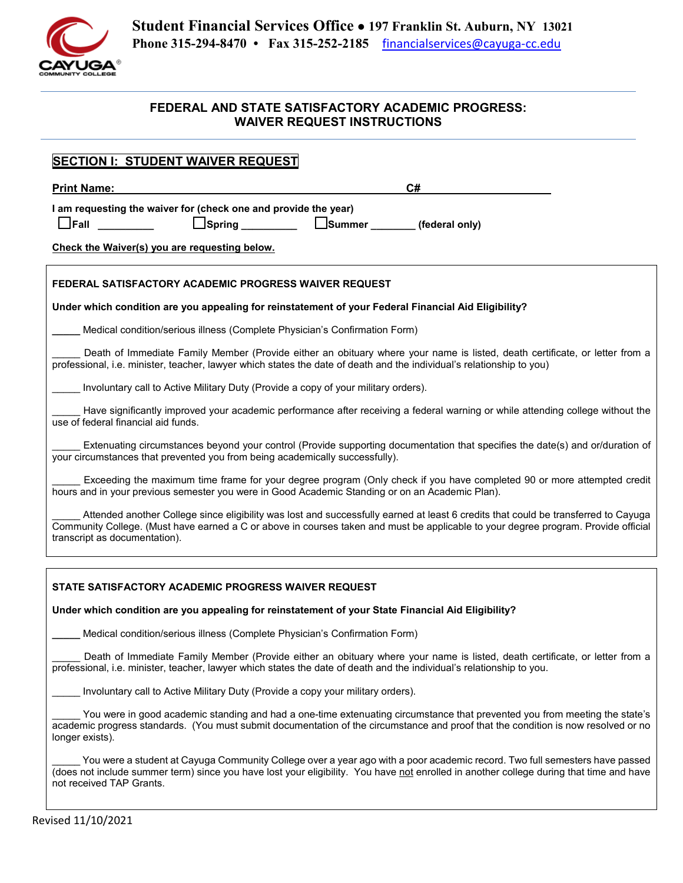**Student Financial Services Office • 197 Franklin St. Auburn, NY 13021**
**Phone 315-294-8470 • Fax 315-252-2185** financialservices@cayuga-cc.edu

## FEDERAL AND STATE SATISFACTORY ACADEMIC PROGRESS: WAIVER REQUEST INSTRUCTIONS

### SECTION I: STUDENT WAIVER REQUEST

**Print Name:** ______________________________ **C#** ______________

**I am requesting the waiver for (check one and provide the year)**

☐ **Fall** __________ ☐ **Spring** __________ ☐ **Summer** ________ **(federal only)**

**Check the Waiver(s) you are requesting below.**

#### FEDERAL SATISFACTORY ACADEMIC PROGRESS WAIVER REQUEST

**Under which condition are you appealing for reinstatement of your Federal Financial Aid Eligibility?**

_____ Medical condition/serious illness (Complete Physician's Confirmation Form)

_____ Death of Immediate Family Member (Provide either an obituary where your name is listed, death certificate, or letter from a professional, i.e. minister, teacher, lawyer which states the date of death and the individual's relationship to you)

_____ Involuntary call to Active Military Duty (Provide a copy of your military orders).

_____ Have significantly improved your academic performance after receiving a federal warning or while attending college without the use of federal financial aid funds.

_____ Extenuating circumstances beyond your control (Provide supporting documentation that specifies the date(s) and or/duration of your circumstances that prevented you from being academically successfully).

_____ Exceeding the maximum time frame for your degree program (Only check if you have completed 90 or more attempted credit hours and in your previous semester you were in Good Academic Standing or on an Academic Plan).

_____ Attended another College since eligibility was lost and successfully earned at least 6 credits that could be transferred to Cayuga Community College. (Must have earned a C or above in courses taken and must be applicable to your degree program. Provide official transcript as documentation).

#### STATE SATISFACTORY ACADEMIC PROGRESS WAIVER REQUEST

**Under which condition are you appealing for reinstatement of your State Financial Aid Eligibility?**

_____ Medical condition/serious illness (Complete Physician's Confirmation Form)

_____ Death of Immediate Family Member (Provide either an obituary where your name is listed, death certificate, or letter from a professional, i.e. minister, teacher, lawyer which states the date of death and the individual's relationship to you.

_____ Involuntary call to Active Military Duty (Provide a copy your military orders).

_____ You were in good academic standing and had a one-time extenuating circumstance that prevented you from meeting the state's academic progress standards. (You must submit documentation of the circumstance and proof that the condition is now resolved or no longer exists).

_____ You were a student at Cayuga Community College over a year ago with a poor academic record. Two full semesters have passed (does not include summer term) since you have lost your eligibility. You have not enrolled in another college during that time and have not received TAP Grants.

Revised 11/10/2021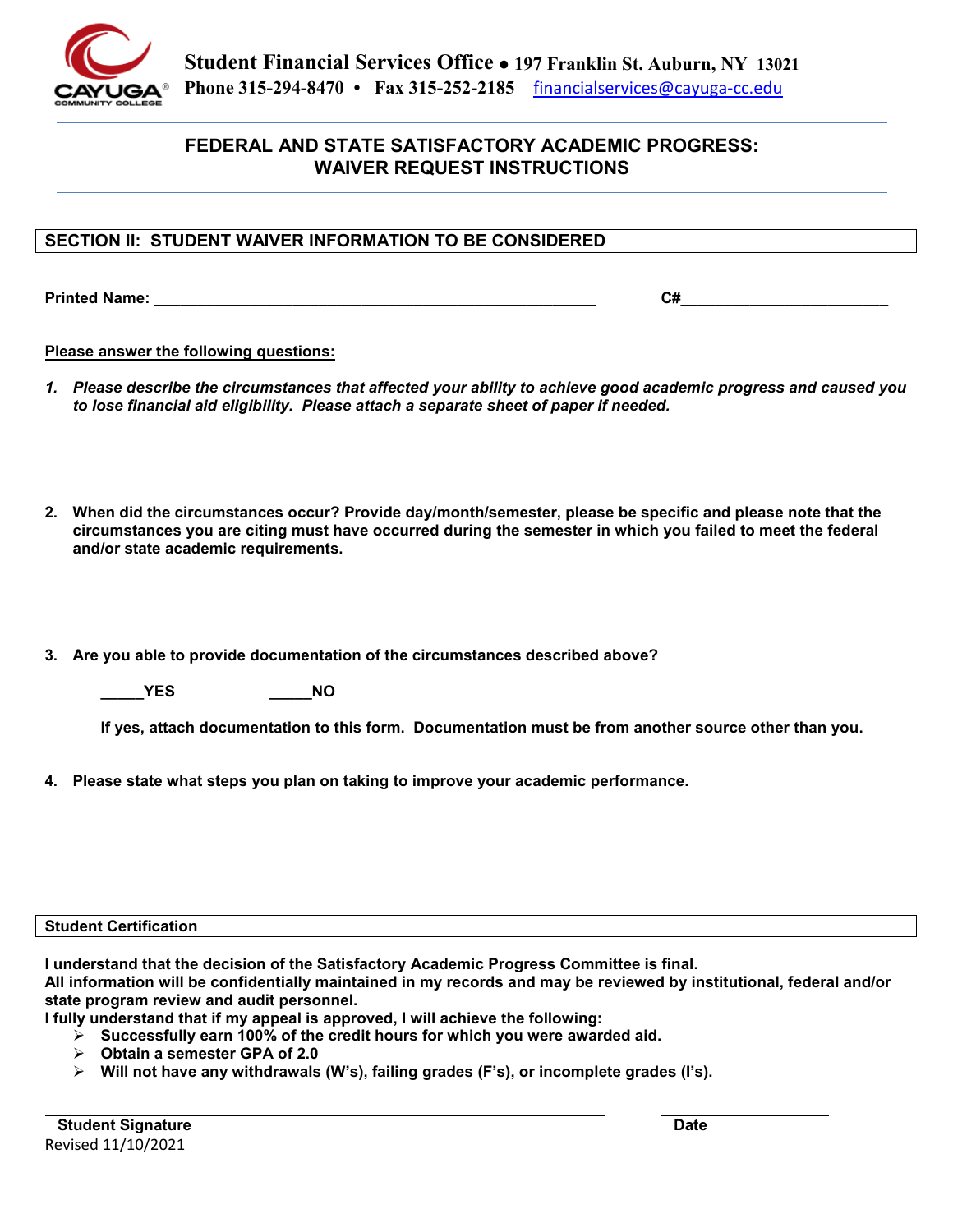Student Financial Services Office • 197 Franklin St. Auburn, NY 13021
Phone 315-294-8470 • Fax 315-252-2185 financialservices@cayuga-cc.edu

# FEDERAL AND STATE SATISFACTORY ACADEMIC PROGRESS: WAIVER REQUEST INSTRUCTIONS

## SECTION II: STUDENT WAIVER INFORMATION TO BE CONSIDERED

**Printed Name:** _____________________________________________________ **C#**________________________

**Please answer the following questions:**

1. ***Please describe the circumstances that affected your ability to achieve good academic progress and caused you to lose financial aid eligibility. Please attach a separate sheet of paper if needed.***

2. **When did the circumstances occur? Provide day/month/semester, please be specific and please note that the circumstances you are citing must have occurred during the semester in which you failed to meet the federal and/or state academic requirements.**

3. **Are you able to provide documentation of the circumstances described above?**

   **_____YES** **_____NO**

   **If yes, attach documentation to this form. Documentation must be from another source other than you.**

4. **Please state what steps you plan on taking to improve your academic performance.**

**Student Certification**

**I understand that the decision of the Satisfactory Academic Progress Committee is final.**
**All information will be confidentially maintained in my records and may be reviewed by institutional, federal and/or state program review and audit personnel.**
**I fully understand that if my appeal is approved, I will achieve the following:**

- **Successfully earn 100% of the credit hours for which you were awarded aid.**
- **Obtain a semester GPA of 2.0**
- **Will not have any withdrawals (W's), failing grades (F's), or incomplete grades (I's).**

______________________________________________________ ____________________
**Student Signature** **Date**

Revised 11/10/2021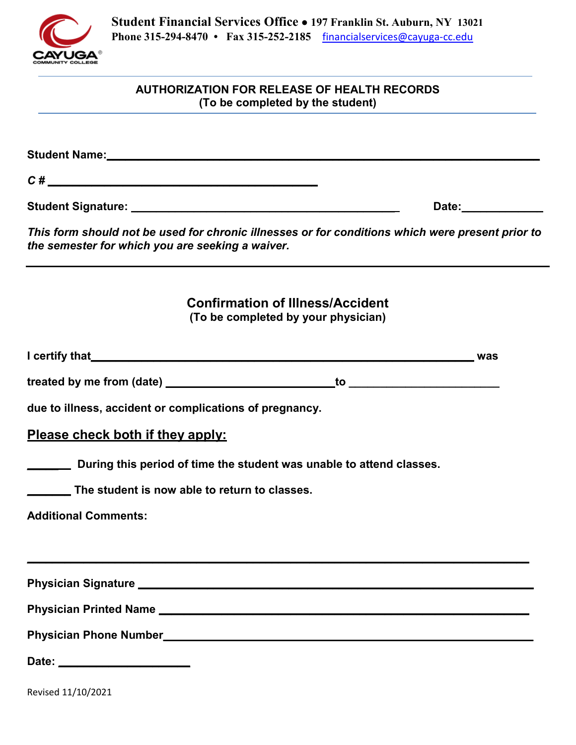**Student Financial Services Office • 197 Franklin St. Auburn, NY 13021**
**Phone 315-294-8470 • Fax 315-252-2185** financialservices@cayuga-cc.edu

## AUTHORIZATION FOR RELEASE OF HEALTH RECORDS
**(To be completed by the student)**

**Student Name:**______________________________________________________________

***C #*** ________________________________________

**Student Signature:** ________________________________________ **Date:**_____________

***This form should not be used for chronic illnesses or for conditions which were present prior to the semester for which you are seeking a waiver.***

---

## Confirmation of Illness/Accident
**(To be completed by your physician)**

**I certify that**________________________________________________________ **was**

**treated by me from (date)** _________________________**to** ______________________

**due to illness, accident or complications of pregnancy.**

**Please check both if they apply:**

______ **During this period of time the student was unable to attend classes.**

______ **The student is now able to return to classes.**

**Additional Comments:**

__________________________________________________________________________

**Physician Signature** ____________________________________________________________

**Physician Printed Name** _________________________________________________________

**Physician Phone Number**_________________________________________________________

**Date:** ____________________

Revised 11/10/2021